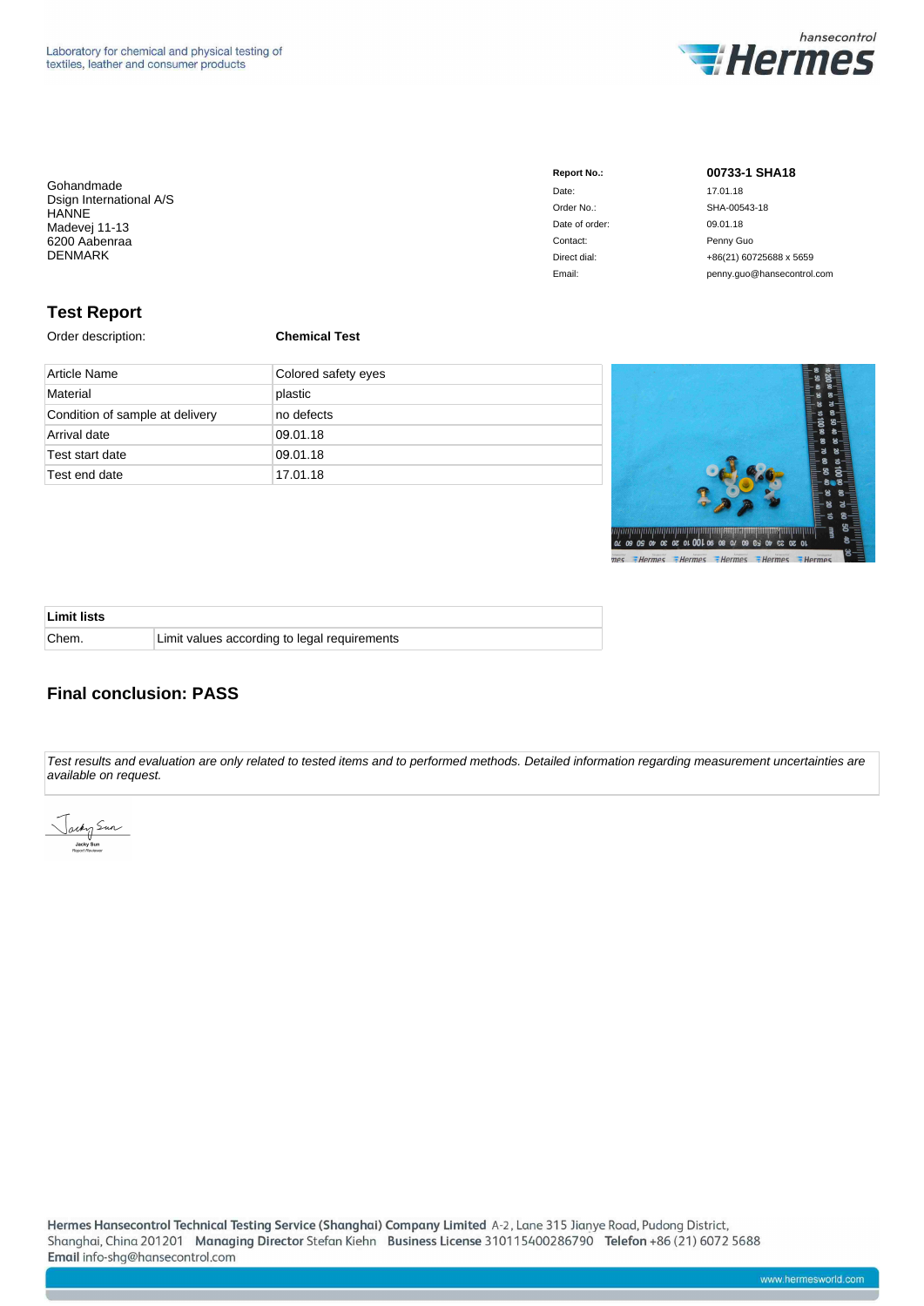Laboratory for chemical and physical testing of textiles, leather and consumer products

hansecontrol **Hermes**

Gohandmade
Dsign International A/S
HANNE
Madevej 11-13
6200 Aabenraa
DENMARK

| | |
|---|---|
| **Report No.:** | **00733-1 SHA18** |
| Date: | 17.01.18 |
| Order No.: | SHA-00543-18 |
| Date of order: | 09.01.18 |
| Contact: | Penny Guo |
| Direct dial: | +86(21) 60725688 x 5659 |
| Email: | penny.guo@hansecontrol.com |

## Test Report

Order description: **Chemical Test**

| | |
|---|---|
| Article Name | Colored safety eyes |
| Material | plastic |
| Condition of sample at delivery | no defects |
| Arrival date | 09.01.18 |
| Test start date | 09.01.18 |
| Test end date | 17.01.18 |

| **Limit lists** | |
|---|---|
| Chem. | Limit values according to legal requirements |

## Final conclusion: PASS

*Test results and evaluation are only related to tested items and to performed methods. Detailed information regarding measurement uncertainties are available on request.*

Jacky Sun
Report Reviewer

**Hermes Hansecontrol Technical Testing Service (Shanghai) Company Limited** A-2, Lane 315 Jianye Road, Pudong District, Shanghai, China 201201 **Managing Director** Stefan Kiehn **Business License** 310115400286790 **Telefon** +86 (21) 6072 5688
**Email** info-shg@hansecontrol.com

www.hermesworld.com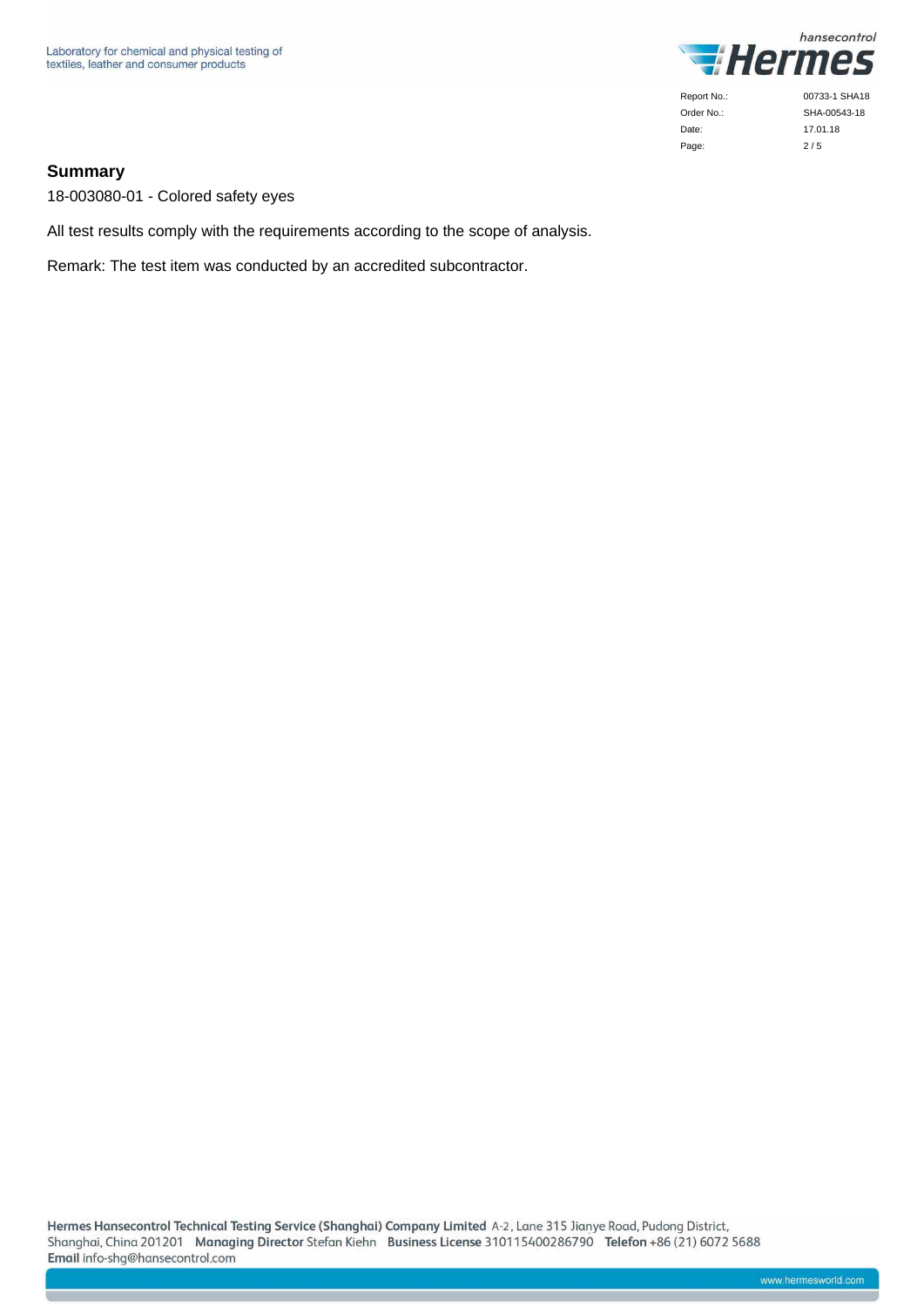## Summary

18-003080-01 - Colored safety eyes

All test results comply with the requirements according to the scope of analysis.

Remark: The test item was conducted by an accredited subcontractor.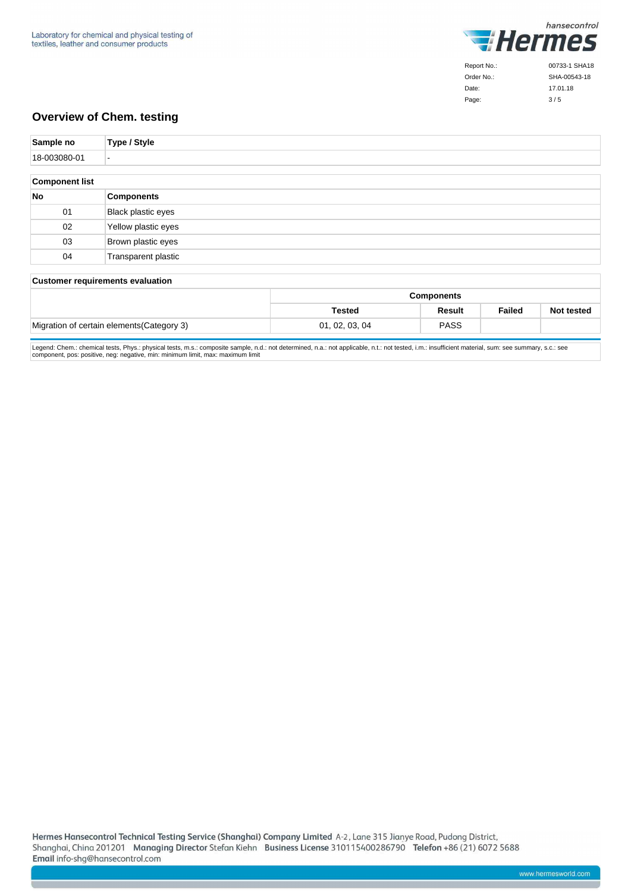Laboratory for chemical and physical testing of textiles, leather and consumer products

| Report No.: | 00733-1 SHA18 |
|---|---|
| Order No.: | SHA-00543-18 |
| Date: | 17.01.18 |

## Overview of Chem. testing

| Sample no | Type / Style |
|---|---|
| 18-003080-01 | - |

| Component list | |
|---|---|
| **No** | **Components** |
| 01 | Black plastic eyes |
| 02 | Yellow plastic eyes |
| 03 | Brown plastic eyes |
| 04 | Transparent plastic |

| Customer requirements evaluation | Components | | | |
|---|---|---|---|---|
| | **Tested** | **Result** | **Failed** | **Not tested** |
| Migration of certain elements(Category 3) | 01, 02, 03, 04 | PASS | | |

Legend: Chem.: chemical tests, Phys.: physical tests, m.s.: composite sample, n.d.: not determined, n.a.: not applicable, n.t.: not tested, i.m.: insufficient material, sum: see summary, s.c.: see component, pos: positive, neg: negative, min: minimum limit, max: maximum limit

**Hermes Hansecontrol Technical Testing Service (Shanghai) Company Limited** A-2, Lane 315 Jianye Road, Pudong District, Shanghai, China 201201 **Managing Director** Stefan Kiehn **Business License** 310115400286790 **Telefon** +86 (21) 6072 5688 **Email** info-shg@hansecontrol.com

www.hermesworld.com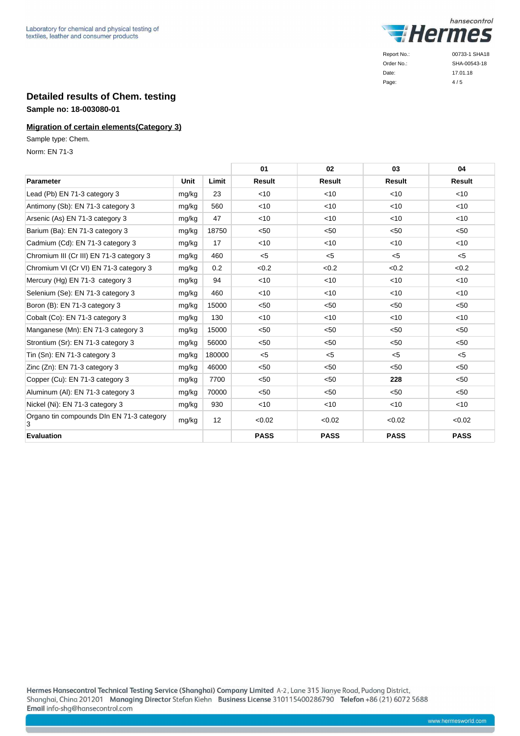## Detailed results of Chem. testing

**Sample no: 18-003080-01**

### Migration of certain elements(Category 3)

Sample type: Chem.

Norm: EN 71-3

| | | | 01 | 02 | 03 | 04 |
|---|---|---|---|---|---|---|
| **Parameter** | **Unit** | **Limit** | **Result** | **Result** | **Result** | **Result** |
| Lead (Pb) EN 71-3 category 3 | mg/kg | 23 | <10 | <10 | <10 | <10 |
| Antimony (Sb): EN 71-3 category 3 | mg/kg | 560 | <10 | <10 | <10 | <10 |
| Arsenic (As) EN 71-3 category 3 | mg/kg | 47 | <10 | <10 | <10 | <10 |
| Barium (Ba): EN 71-3 category 3 | mg/kg | 18750 | <50 | <50 | <50 | <50 |
| Cadmium (Cd): EN 71-3 category 3 | mg/kg | 17 | <10 | <10 | <10 | <10 |
| Chromium III (Cr III) EN 71-3 category 3 | mg/kg | 460 | <5 | <5 | <5 | <5 |
| Chromium VI (Cr VI) EN 71-3 category 3 | mg/kg | 0.2 | <0.2 | <0.2 | <0.2 | <0.2 |
| Mercury (Hg) EN 71-3 category 3 | mg/kg | 94 | <10 | <10 | <10 | <10 |
| Selenium (Se): EN 71-3 category 3 | mg/kg | 460 | <10 | <10 | <10 | <10 |
| Boron (B): EN 71-3 category 3 | mg/kg | 15000 | <50 | <50 | <50 | <50 |
| Cobalt (Co): EN 71-3 category 3 | mg/kg | 130 | <10 | <10 | <10 | <10 |
| Manganese (Mn): EN 71-3 category 3 | mg/kg | 15000 | <50 | <50 | <50 | <50 |
| Strontium (Sr): EN 71-3 category 3 | mg/kg | 56000 | <50 | <50 | <50 | <50 |
| Tin (Sn): EN 71-3 category 3 | mg/kg | 180000 | <5 | <5 | <5 | <5 |
| Zinc (Zn): EN 71-3 category 3 | mg/kg | 46000 | <50 | <50 | <50 | <50 |
| Copper (Cu): EN 71-3 category 3 | mg/kg | 7700 | <50 | <50 | **228** | <50 |
| Aluminum (Al): EN 71-3 category 3 | mg/kg | 70000 | <50 | <50 | <50 | <50 |
| Nickel (Ni): EN 71-3 category 3 | mg/kg | 930 | <10 | <10 | <10 | <10 |
| Organo tin compounds DIn EN 71-3 category 3 | mg/kg | 12 | <0.02 | <0.02 | <0.02 | <0.02 |
| **Evaluation** | | | **PASS** | **PASS** | **PASS** | **PASS** |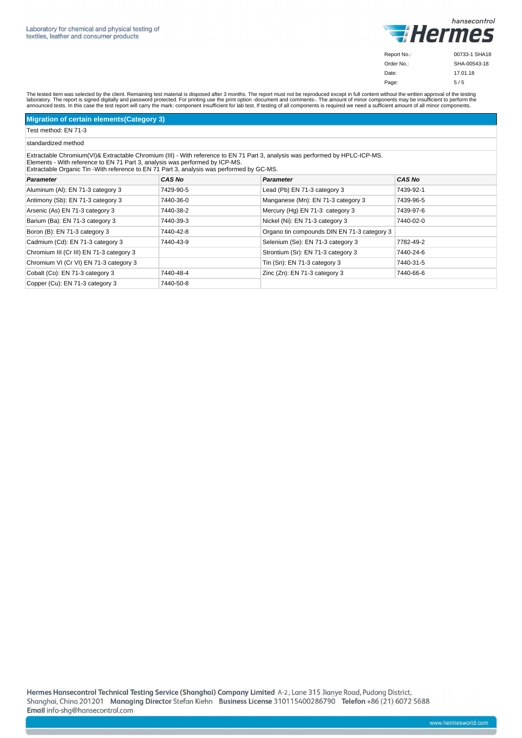The tested item was selected by the client. Remaining test material is disposed after 3 months. The report must not be reproduced except in full content without the written approval of the testing laboratory. The report is signed digitally and password protected. For printing use the print option -document and comments-. The amount of minor components may be insufficient to perform the announced tests. In this case the test report will carry the mark: component insufficient for lab test. If testing of all components is required we need a sufficient amount of all minor components.

## Migration of certain elements(Category 3)

Test method: EN 71-3

standardized method

Extractable Chromium(VI)& Extractable Chromium (III) - With reference to EN 71 Part 3, analysis was performed by HPLC-ICP-MS.
Elements - With reference to EN 71 Part 3, analysis was performed by ICP-MS.
Extractable Organic Tin -With reference to EN 71 Part 3, analysis was performed by GC-MS.

| *Parameter* | *CAS No* | *Parameter* | *CAS No* |
|---|---|---|---|
| Aluminum (Al): EN 71-3 category 3 | 7429-90-5 | Lead (Pb) EN 71-3 category 3 | 7439-92-1 |
| Antimony (Sb): EN 71-3 category 3 | 7440-36-0 | Manganese (Mn): EN 71-3 category 3 | 7439-96-5 |
| Arsenic (As) EN 71-3 category 3 | 7440-38-2 | Mercury (Hg) EN 71-3 category 3 | 7439-97-6 |
| Barium (Ba): EN 71-3 category 3 | 7440-39-3 | Nickel (Ni): EN 71-3 category 3 | 7440-02-0 |
| Boron (B): EN 71-3 category 3 | 7440-42-8 | Organo tin compounds DIN EN 71-3 category 3 | |
| Cadmium (Cd): EN 71-3 category 3 | 7440-43-9 | Selenium (Se): EN 71-3 category 3 | 7782-49-2 |
| Chromium III (Cr III) EN 71-3 category 3 | | Strontium (Sr): EN 71-3 category 3 | 7440-24-6 |
| Chromium VI (Cr VI) EN 71-3 category 3 | | Tin (Sn): EN 71-3 category 3 | 7440-31-5 |
| Cobalt (Co): EN 71-3 category 3 | 7440-48-4 | Zinc (Zn): EN 71-3 category 3 | 7440-66-6 |
| Copper (Cu): EN 71-3 category 3 | 7440-50-8 | | |